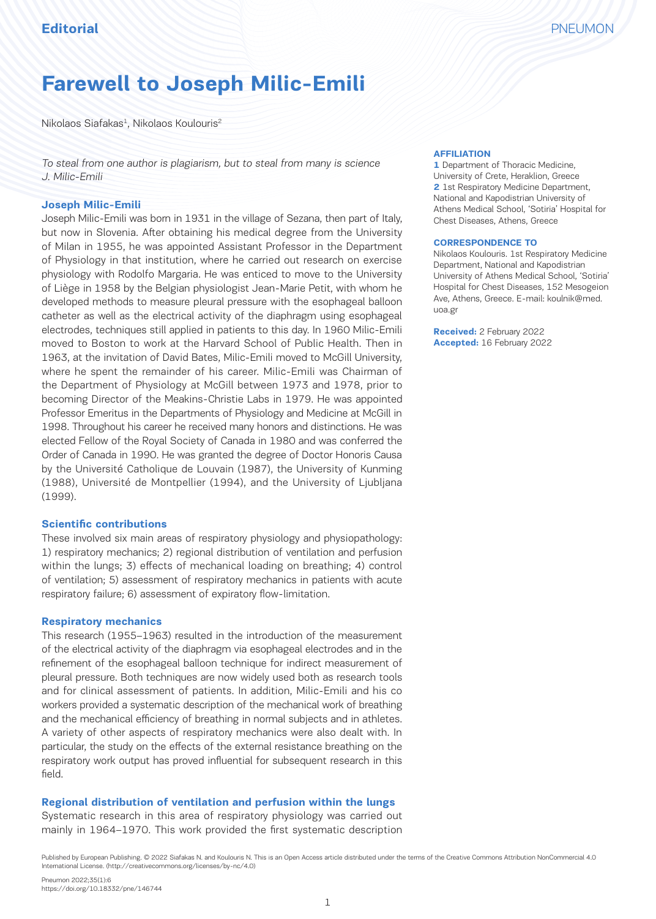Editorial

# Farewell to Joseph Milic-Emili

Nikolaos Siafakas[1], Nikolaos Koulouris[2]

*To steal from one author is plagiarism, but to steal from many is science*
*J. Milic-Emili*

**AFFILIATION**
**1** Department of Thoracic Medicine, University of Crete, Heraklion, Greece
**2** 1st Respiratory Medicine Department, National and Kapodistrian University of Athens Medical School, 'Sotiria' Hospital for Chest Diseases, Athens, Greece

**CORRESPONDENCE TO**
Nikolaos Koulouris. 1st Respiratory Medicine Department, National and Kapodistrian University of Athens Medical School, 'Sotiria' Hospital for Chest Diseases, 152 Mesogeion Ave, Athens, Greece. E-mail: koulnik@med.uoa.gr

**Received:** 2 February 2022
**Accepted:** 16 February 2022

## Joseph Milic-Emili

Joseph Milic-Emili was born in 1931 in the village of Sezana, then part of Italy, but now in Slovenia. After obtaining his medical degree from the University of Milan in 1955, he was appointed Assistant Professor in the Department of Physiology in that institution, where he carried out research on exercise physiology with Rodolfo Margaria. He was enticed to move to the University of Liège in 1958 by the Belgian physiologist Jean-Marie Petit, with whom he developed methods to measure pleural pressure with the esophageal balloon catheter as well as the electrical activity of the diaphragm using esophageal electrodes, techniques still applied in patients to this day. In 1960 Milic-Emili moved to Boston to work at the Harvard School of Public Health. Then in 1963, at the invitation of David Bates, Milic-Emili moved to McGill University, where he spent the remainder of his career. Milic-Emili was Chairman of the Department of Physiology at McGill between 1973 and 1978, prior to becoming Director of the Meakins-Christie Labs in 1979. He was appointed Professor Emeritus in the Departments of Physiology and Medicine at McGill in 1998. Throughout his career he received many honors and distinctions. He was elected Fellow of the Royal Society of Canada in 1980 and was conferred the Order of Canada in 1990. He was granted the degree of Doctor Honoris Causa by the Université Catholique de Louvain (1987), the University of Kunming (1988), Université de Montpellier (1994), and the University of Ljubljana (1999).

## Scientific contributions

These involved six main areas of respiratory physiology and physiopathology: 1) respiratory mechanics; 2) regional distribution of ventilation and perfusion within the lungs; 3) effects of mechanical loading on breathing; 4) control of ventilation; 5) assessment of respiratory mechanics in patients with acute respiratory failure; 6) assessment of expiratory flow-limitation.

## Respiratory mechanics

This research (1955–1963) resulted in the introduction of the measurement of the electrical activity of the diaphragm via esophageal electrodes and in the refinement of the esophageal balloon technique for indirect measurement of pleural pressure. Both techniques are now widely used both as research tools and for clinical assessment of patients. In addition, Milic-Emili and his co workers provided a systematic description of the mechanical work of breathing and the mechanical efficiency of breathing in normal subjects and in athletes. A variety of other aspects of respiratory mechanics were also dealt with. In particular, the study on the effects of the external resistance breathing on the respiratory work output has proved influential for subsequent research in this field.

## Regional distribution of ventilation and perfusion within the lungs

Systematic research in this area of respiratory physiology was carried out mainly in 1964–1970. This work provided the first systematic description

Published by European Publishing. © 2022 Siafakas N. and Koulouris N. This is an Open Access article distributed under the terms of the Creative Commons Attribution NonCommercial 4.0 International License. (http://creativecommons.org/licenses/by-nc/4.0)

Pneumon 2022;35(1):6
https://doi.org/10.18332/pne/146744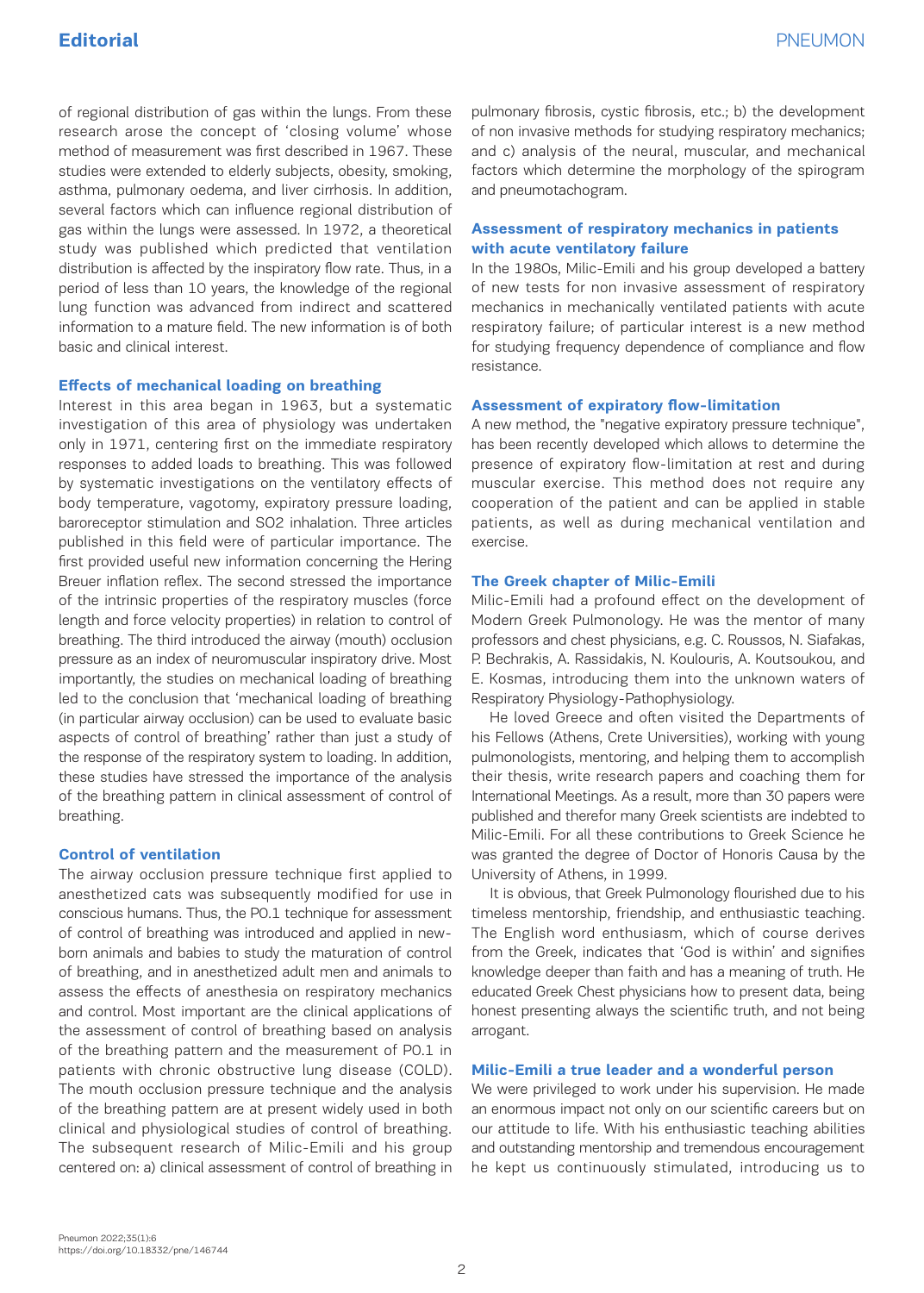of regional distribution of gas within the lungs. From these research arose the concept of 'closing volume' whose method of measurement was first described in 1967. These studies were extended to elderly subjects, obesity, smoking, asthma, pulmonary oedema, and liver cirrhosis. In addition, several factors which can influence regional distribution of gas within the lungs were assessed. In 1972, a theoretical study was published which predicted that ventilation distribution is affected by the inspiratory flow rate. Thus, in a period of less than 10 years, the knowledge of the regional lung function was advanced from indirect and scattered information to a mature field. The new information is of both basic and clinical interest.

### Effects of mechanical loading on breathing

Interest in this area began in 1963, but a systematic investigation of this area of physiology was undertaken only in 1971, centering first on the immediate respiratory responses to added loads to breathing. This was followed by systematic investigations on the ventilatory effects of body temperature, vagotomy, expiratory pressure loading, baroreceptor stimulation and $SO_2$ inhalation. Three articles published in this field were of particular importance. The first provided useful new information concerning the Hering Breuer inflation reflex. The second stressed the importance of the intrinsic properties of the respiratory muscles (force length and force velocity properties) in relation to control of breathing. The third introduced the airway (mouth) occlusion pressure as an index of neuromuscular inspiratory drive. Most importantly, the studies on mechanical loading of breathing led to the conclusion that 'mechanical loading of breathing (in particular airway occlusion) can be used to evaluate basic aspects of control of breathing' rather than just a study of the response of the respiratory system to loading. In addition, these studies have stressed the importance of the analysis of the breathing pattern in clinical assessment of control of breathing.

### Control of ventilation

The airway occlusion pressure technique first applied to anesthetized cats was subsequently modified for use in conscious humans. Thus, the $P_{0.1}$ technique for assessment of control of breathing was introduced and applied in newborn animals and babies to study the maturation of control of breathing, and in anesthetized adult men and animals to assess the effects of anesthesia on respiratory mechanics and control. Most important are the clinical applications of the assessment of control of breathing based on analysis of the breathing pattern and the measurement of $P_{0.1}$ in patients with chronic obstructive lung disease (COLD). The mouth occlusion pressure technique and the analysis of the breathing pattern are at present widely used in both clinical and physiological studies of control of breathing. The subsequent research of Milic-Emili and his group centered on: a) clinical assessment of control of breathing in pulmonary fibrosis, cystic fibrosis, etc.; b) the development of non invasive methods for studying respiratory mechanics; and c) analysis of the neural, muscular, and mechanical factors which determine the morphology of the spirogram and pneumotachogram.

### Assessment of respiratory mechanics in patients with acute ventilatory failure

In the 1980s, Milic-Emili and his group developed a battery of new tests for non invasive assessment of respiratory mechanics in mechanically ventilated patients with acute respiratory failure; of particular interest is a new method for studying frequency dependence of compliance and flow resistance.

### Assessment of expiratory flow-limitation

A new method, the "negative expiratory pressure technique", has been recently developed which allows to determine the presence of expiratory flow-limitation at rest and during muscular exercise. This method does not require any cooperation of the patient and can be applied in stable patients, as well as during mechanical ventilation and exercise.

### The Greek chapter of Milic-Emili

Milic-Emili had a profound effect on the development of Modern Greek Pulmonology. He was the mentor of many professors and chest physicians, e.g. C. Roussos, N. Siafakas, P. Bechrakis, A. Rassidakis, N. Koulouris, A. Koutsoukou, and E. Kosmas, introducing them into the unknown waters of Respiratory Physiology-Pathophysiology.

He loved Greece and often visited the Departments of his Fellows (Athens, Crete Universities), working with young pulmonologists, mentoring, and helping them to accomplish their thesis, write research papers and coaching them for International Meetings. As a result, more than 30 papers were published and therefor many Greek scientists are indebted to Milic-Emili. For all these contributions to Greek Science he was granted the degree of Doctor of Honoris Causa by the University of Athens, in 1999.

It is obvious, that Greek Pulmonology flourished due to his timeless mentorship, friendship, and enthusiastic teaching. The English word enthusiasm, which of course derives from the Greek, indicates that 'God is within' and signifies knowledge deeper than faith and has a meaning of truth. He educated Greek Chest physicians how to present data, being honest presenting always the scientific truth, and not being arrogant.

### Milic-Emili a true leader and a wonderful person

We were privileged to work under his supervision. He made an enormous impact not only on our scientific careers but on our attitude to life. With his enthusiastic teaching abilities and outstanding mentorship and tremendous encouragement he kept us continuously stimulated, introducing us to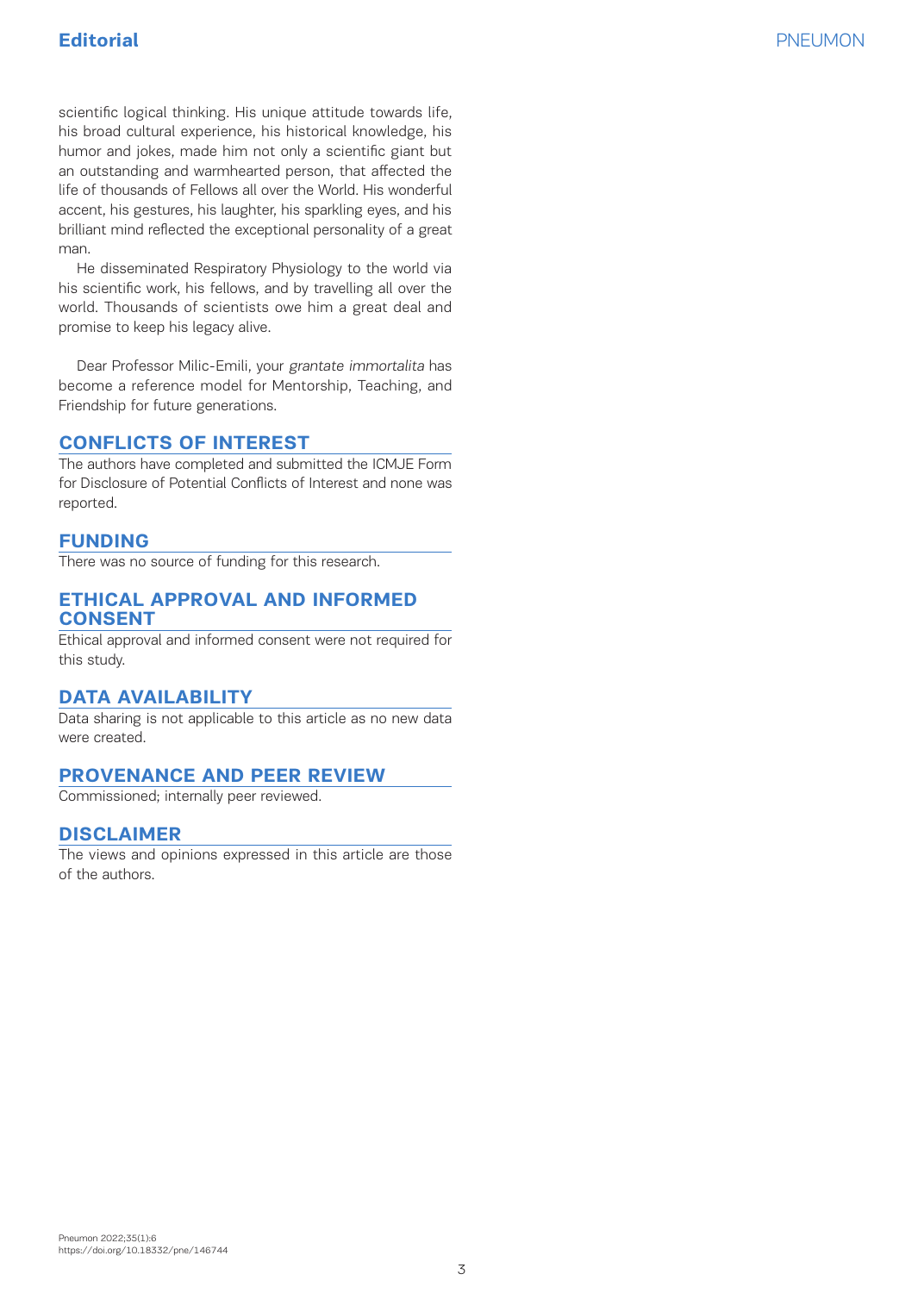scientific logical thinking. His unique attitude towards life, his broad cultural experience, his historical knowledge, his humor and jokes, made him not only a scientific giant but an outstanding and warmhearted person, that affected the life of thousands of Fellows all over the World. His wonderful accent, his gestures, his laughter, his sparkling eyes, and his brilliant mind reflected the exceptional personality of a great man.

He disseminated Respiratory Physiology to the world via his scientific work, his fellows, and by travelling all over the world. Thousands of scientists owe him a great deal and promise to keep his legacy alive.

Dear Professor Milic-Emili, your *grantate immortalita* has become a reference model for Mentorship, Teaching, and Friendship for future generations.

## CONFLICTS OF INTEREST

The authors have completed and submitted the ICMJE Form for Disclosure of Potential Conflicts of Interest and none was reported.

## FUNDING

There was no source of funding for this research.

## ETHICAL APPROVAL AND INFORMED CONSENT

Ethical approval and informed consent were not required for this study.

## DATA AVAILABILITY

Data sharing is not applicable to this article as no new data were created.

## PROVENANCE AND PEER REVIEW

Commissioned; internally peer reviewed.

## DISCLAIMER

The views and opinions expressed in this article are those of the authors.